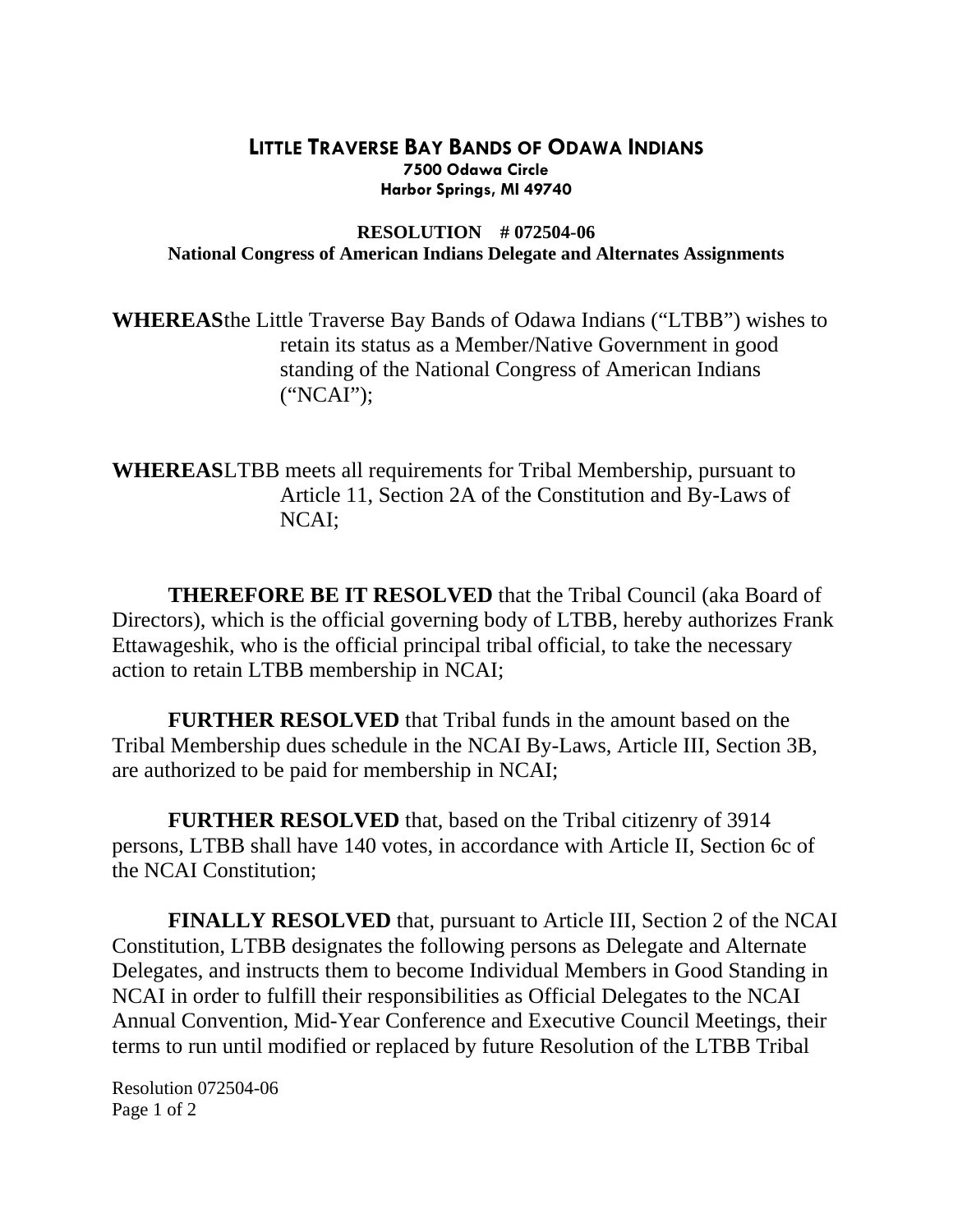# LITTLE TRAVERSE BAY BANDS OF ODAWA INDIANS

**7500 Odawa Circle**
**Harbor Springs, MI 49740**

**RESOLUTION # 072504-06**
**National Congress of American Indians Delegate and Alternates Assignments**

**WHEREAS** the Little Traverse Bay Bands of Odawa Indians ("LTBB") wishes to retain its status as a Member/Native Government in good standing of the National Congress of American Indians ("NCAI");

**WHEREAS** LTBB meets all requirements for Tribal Membership, pursuant to Article 11, Section 2A of the Constitution and By-Laws of NCAI;

**THEREFORE BE IT RESOLVED** that the Tribal Council (aka Board of Directors), which is the official governing body of LTBB, hereby authorizes Frank Ettawageshik, who is the official principal tribal official, to take the necessary action to retain LTBB membership in NCAI;

**FURTHER RESOLVED** that Tribal funds in the amount based on the Tribal Membership dues schedule in the NCAI By-Laws, Article III, Section 3B, are authorized to be paid for membership in NCAI;

**FURTHER RESOLVED** that, based on the Tribal citizenry of 3914 persons, LTBB shall have 140 votes, in accordance with Article II, Section 6c of the NCAI Constitution;

**FINALLY RESOLVED** that, pursuant to Article III, Section 2 of the NCAI Constitution, LTBB designates the following persons as Delegate and Alternate Delegates, and instructs them to become Individual Members in Good Standing in NCAI in order to fulfill their responsibilities as Official Delegates to the NCAI Annual Convention, Mid-Year Conference and Executive Council Meetings, their terms to run until modified or replaced by future Resolution of the LTBB Tribal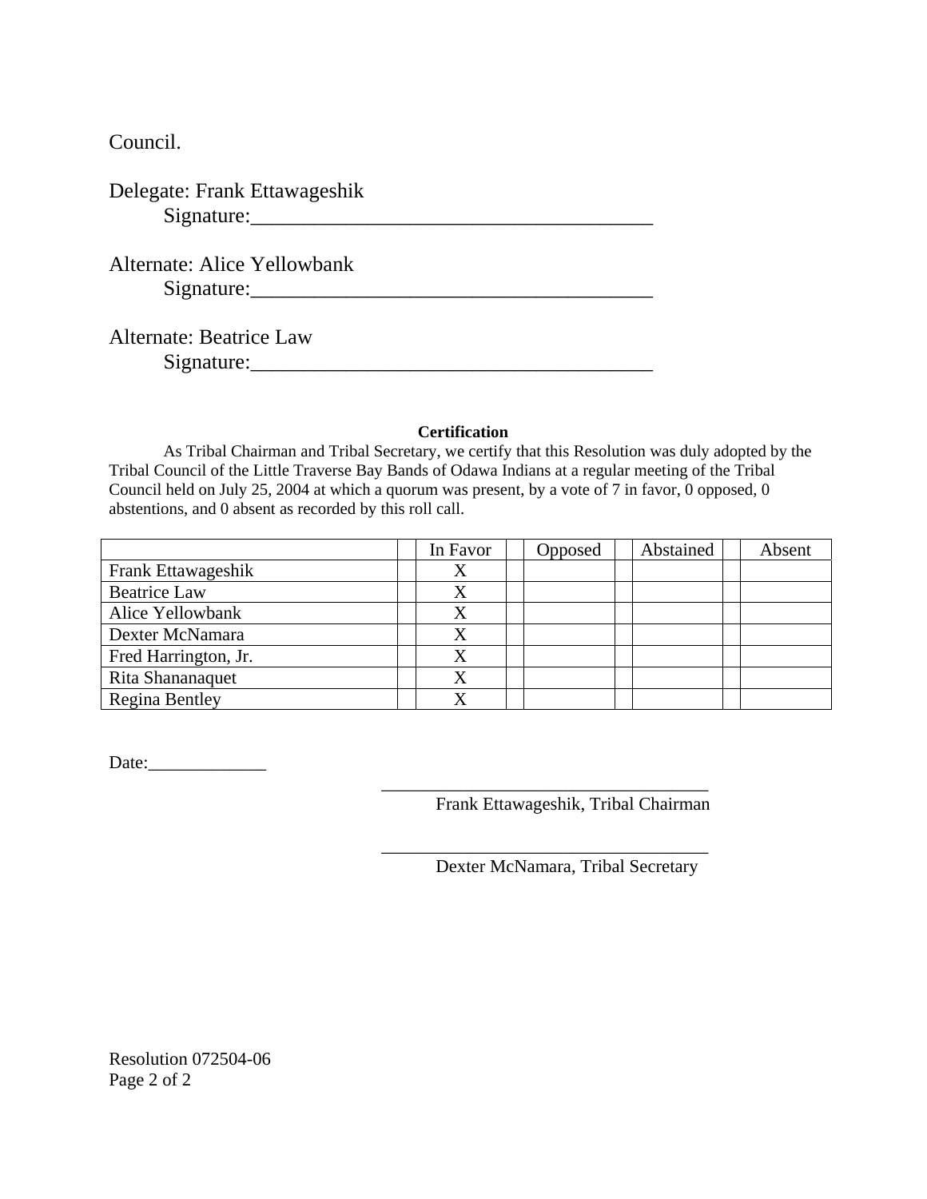Council.

Delegate: Frank Ettawageshik
Signature:_______________________________________

Alternate: Alice Yellowbank
Signature:_______________________________________

Alternate: Beatrice Law
Signature:_______________________________________

**Certification**

As Tribal Chairman and Tribal Secretary, we certify that this Resolution was duly adopted by the Tribal Council of the Little Traverse Bay Bands of Odawa Indians at a regular meeting of the Tribal Council held on July 25, 2004 at which a quorum was present, by a vote of 7 in favor, 0 opposed, 0 abstentions, and 0 absent as recorded by this roll call.

| | In Favor | Opposed | Abstained | Absent |
|---|---|---|---|---|
| Frank Ettawageshik | X | | | |
| Beatrice Law | X | | | |
| Alice Yellowbank | X | | | |
| Dexter McNamara | X | | | |
| Fred Harrington, Jr. | X | | | |
| Rita Shananaquet | X | | | |
| Regina Bentley | X | | | |

Date:_____________

_____________________________________
Frank Ettawageshik, Tribal Chairman

_____________________________________
Dexter McNamara, Tribal Secretary